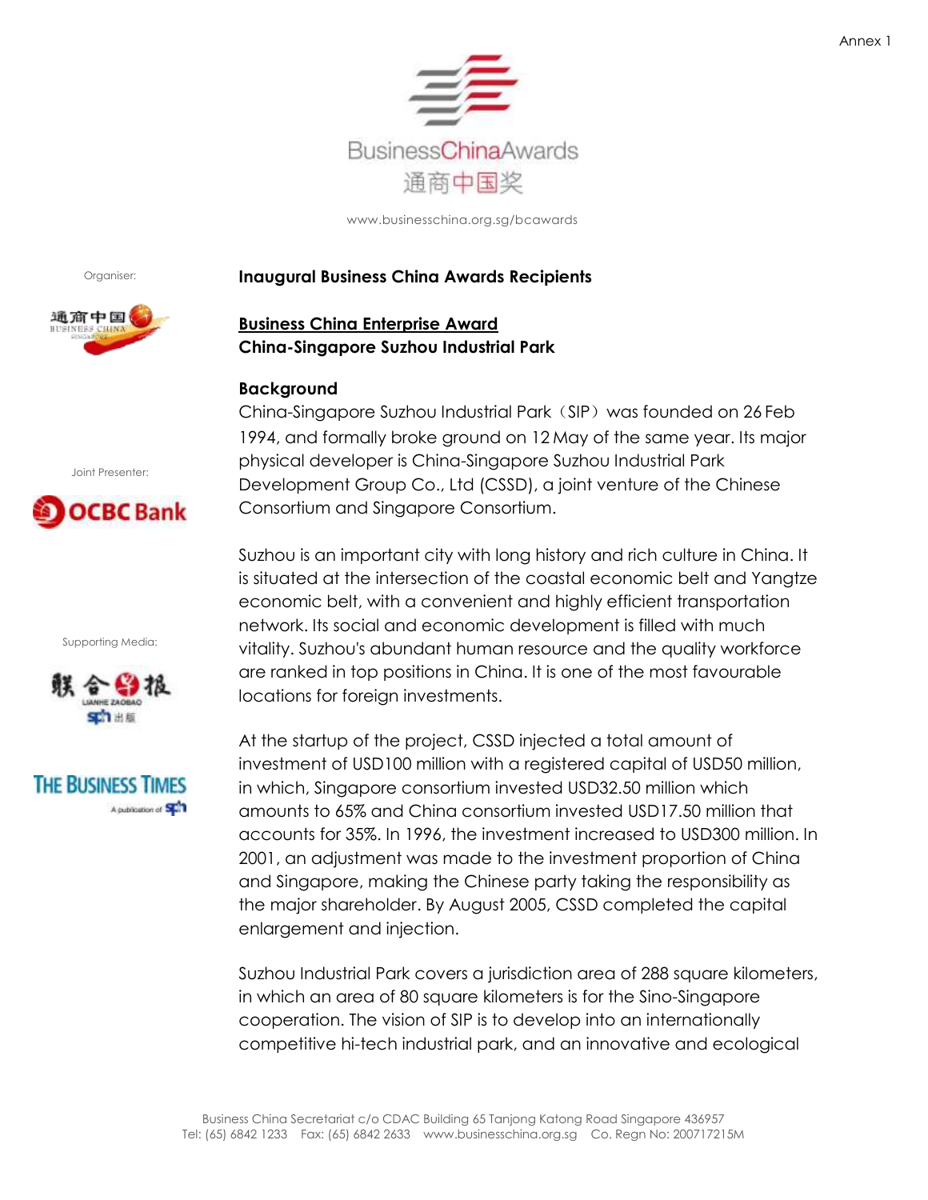Annex 1

BusinessChinaAwards
通商中国奖

www.businesschina.org.sg/bcawards

Organiser:

Joint Presenter:

Supporting Media:

# Inaugural Business China Awards Recipients

## Business China Enterprise Award
## China-Singapore Suzhou Industrial Park

### Background

China-Singapore Suzhou Industrial Park（SIP）was founded on 26 Feb 1994, and formally broke ground on 12 May of the same year. Its major physical developer is China-Singapore Suzhou Industrial Park Development Group Co., Ltd (CSSD), a joint venture of the Chinese Consortium and Singapore Consortium.

Suzhou is an important city with long history and rich culture in China. It is situated at the intersection of the coastal economic belt and Yangtze economic belt, with a convenient and highly efficient transportation network. Its social and economic development is filled with much vitality. Suzhou's abundant human resource and the quality workforce are ranked in top positions in China. It is one of the most favourable locations for foreign investments.

At the startup of the project, CSSD injected a total amount of investment of USD100 million with a registered capital of USD50 million, in which, Singapore consortium invested USD32.50 million which amounts to 65% and China consortium invested USD17.50 million that accounts for 35%. In 1996, the investment increased to USD300 million. In 2001, an adjustment was made to the investment proportion of China and Singapore, making the Chinese party taking the responsibility as the major shareholder. By August 2005, CSSD completed the capital enlargement and injection.

Suzhou Industrial Park covers a jurisdiction area of 288 square kilometers, in which an area of 80 square kilometers is for the Sino-Singapore cooperation. The vision of SIP is to develop into an internationally competitive hi-tech industrial park, and an innovative and ecological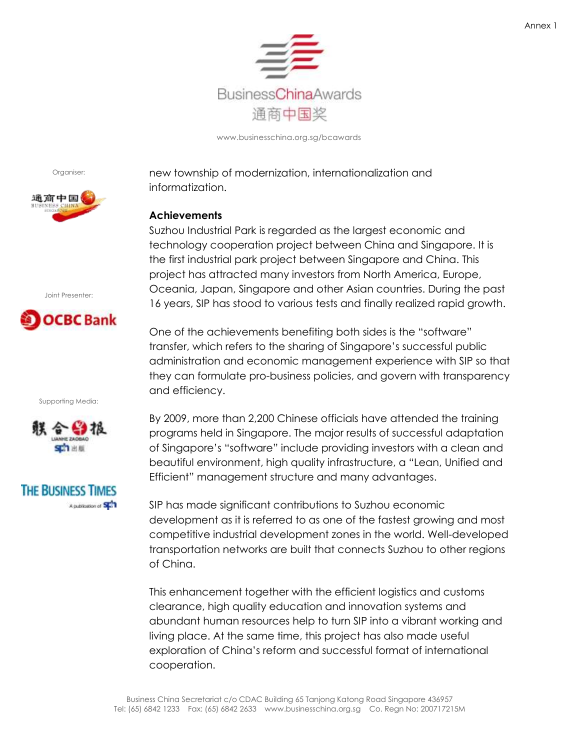new township of modernization, internationalization and informatization.

**Achievements**

Suzhou Industrial Park is regarded as the largest economic and technology cooperation project between China and Singapore. It is the first industrial park project between Singapore and China. This project has attracted many investors from North America, Europe, Oceania, Japan, Singapore and other Asian countries. During the past 16 years, SIP has stood to various tests and finally realized rapid growth.

One of the achievements benefiting both sides is the "software" transfer, which refers to the sharing of Singapore's successful public administration and economic management experience with SIP so that they can formulate pro-business policies, and govern with transparency and efficiency.

By 2009, more than 2,200 Chinese officials have attended the training programs held in Singapore. The major results of successful adaptation of Singapore's "software" include providing investors with a clean and beautiful environment, high quality infrastructure, a "Lean, Unified and Efficient" management structure and many advantages.

SIP has made significant contributions to Suzhou economic development as it is referred to as one of the fastest growing and most competitive industrial development zones in the world. Well-developed transportation networks are built that connects Suzhou to other regions of China.

This enhancement together with the efficient logistics and customs clearance, high quality education and innovation systems and abundant human resources help to turn SIP into a vibrant working and living place. At the same time, this project has also made useful exploration of China's reform and successful format of international cooperation.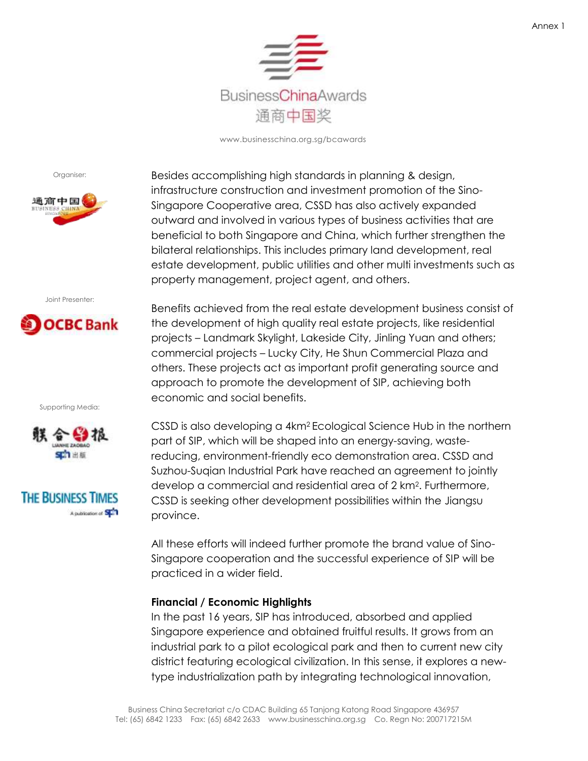Besides accomplishing high standards in planning & design, infrastructure construction and investment promotion of the Sino-Singapore Cooperative area, CSSD has also actively expanded outward and involved in various types of business activities that are beneficial to both Singapore and China, which further strengthen the bilateral relationships. This includes primary land development, real estate development, public utilities and other multi investments such as property management, project agent, and others.

Benefits achieved from the real estate development business consist of the development of high quality real estate projects, like residential projects – Landmark Skylight, Lakeside City, Jinling Yuan and others; commercial projects – Lucky City, He Shun Commercial Plaza and others. These projects act as important profit generating source and approach to promote the development of SIP, achieving both economic and social benefits.

CSSD is also developing a 4km$^2$ Ecological Science Hub in the northern part of SIP, which will be shaped into an energy-saving, waste-reducing, environment-friendly eco demonstration area. CSSD and Suzhou-Suqian Industrial Park have reached an agreement to jointly develop a commercial and residential area of 2 km$^2$. Furthermore, CSSD is seeking other development possibilities within the Jiangsu province.

All these efforts will indeed further promote the brand value of Sino-Singapore cooperation and the successful experience of SIP will be practiced in a wider field.

**Financial / Economic Highlights**

In the past 16 years, SIP has introduced, absorbed and applied Singapore experience and obtained fruitful results. It grows from an industrial park to a pilot ecological park and then to current new city district featuring ecological civilization. In this sense, it explores a new-type industrialization path by integrating technological innovation,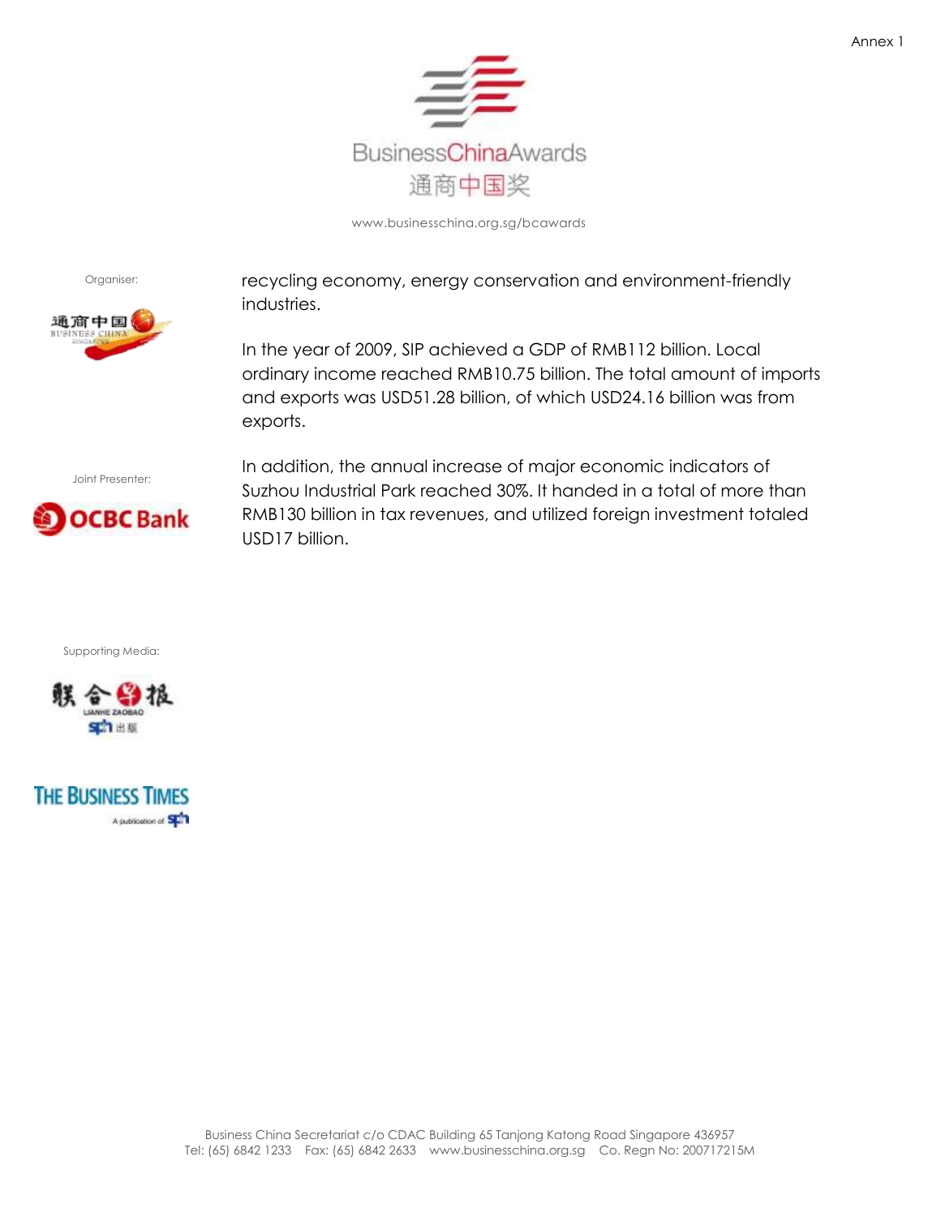recycling economy, energy conservation and environment-friendly industries.

In the year of 2009, SIP achieved a GDP of RMB112 billion. Local ordinary income reached RMB10.75 billion. The total amount of imports and exports was USD51.28 billion, of which USD24.16 billion was from exports.

In addition, the annual increase of major economic indicators of Suzhou Industrial Park reached 30%. It handed in a total of more than RMB130 billion in tax revenues, and utilized foreign investment totaled USD17 billion.